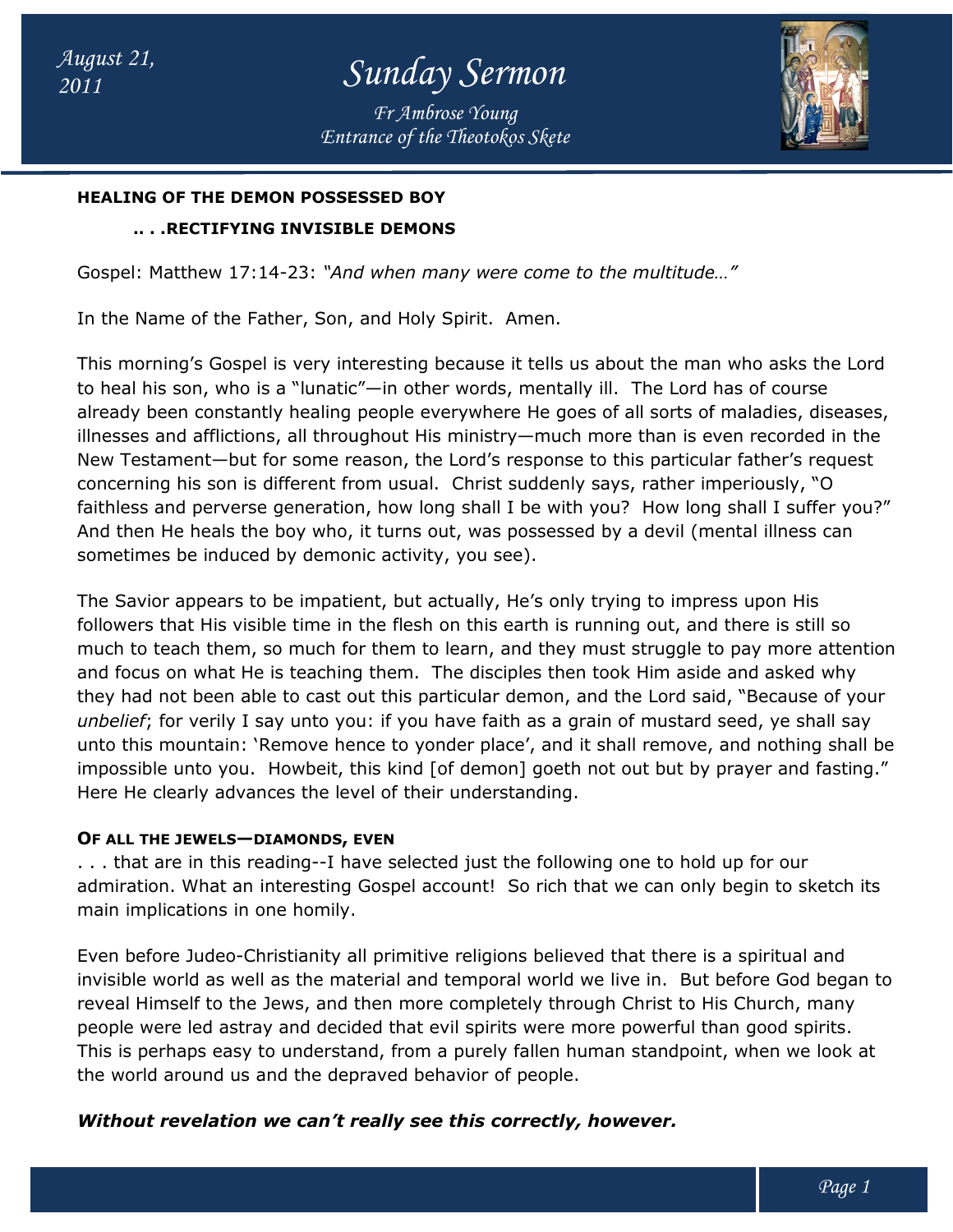August 21, 2011

# Sunday Sermon

Fr Ambrose Young
Entrance of the Theotokos Skete

## HEALING OF THE DEMON POSSESSED BOY

### .. . .RECTIFYING INVISIBLE DEMONS

Gospel: Matthew 17:14-23: *"And when many were come to the multitude…"*

In the Name of the Father, Son, and Holy Spirit. Amen.

This morning's Gospel is very interesting because it tells us about the man who asks the Lord to heal his son, who is a "lunatic"—in other words, mentally ill. The Lord has of course already been constantly healing people everywhere He goes of all sorts of maladies, diseases, illnesses and afflictions, all throughout His ministry—much more than is even recorded in the New Testament—but for some reason, the Lord's response to this particular father's request concerning his son is different from usual. Christ suddenly says, rather imperiously, "O faithless and perverse generation, how long shall I be with you? How long shall I suffer you?" And then He heals the boy who, it turns out, was possessed by a devil (mental illness can sometimes be induced by demonic activity, you see).

The Savior appears to be impatient, but actually, He's only trying to impress upon His followers that His visible time in the flesh on this earth is running out, and there is still so much to teach them, so much for them to learn, and they must struggle to pay more attention and focus on what He is teaching them. The disciples then took Him aside and asked why they had not been able to cast out this particular demon, and the Lord said, "Because of your *unbelief*; for verily I say unto you: if you have faith as a grain of mustard seed, ye shall say unto this mountain: 'Remove hence to yonder place', and it shall remove, and nothing shall be impossible unto you. Howbeit, this kind [of demon] goeth not out but by prayer and fasting." Here He clearly advances the level of their understanding.

**OF ALL THE JEWELS—DIAMONDS, EVEN**

. . . that are in this reading--I have selected just the following one to hold up for our admiration. What an interesting Gospel account! So rich that we can only begin to sketch its main implications in one homily.

Even before Judeo-Christianity all primitive religions believed that there is a spiritual and invisible world as well as the material and temporal world we live in. But before God began to reveal Himself to the Jews, and then more completely through Christ to His Church, many people were led astray and decided that evil spirits were more powerful than good spirits. This is perhaps easy to understand, from a purely fallen human standpoint, when we look at the world around us and the depraved behavior of people.

***Without revelation we can't really see this correctly, however.***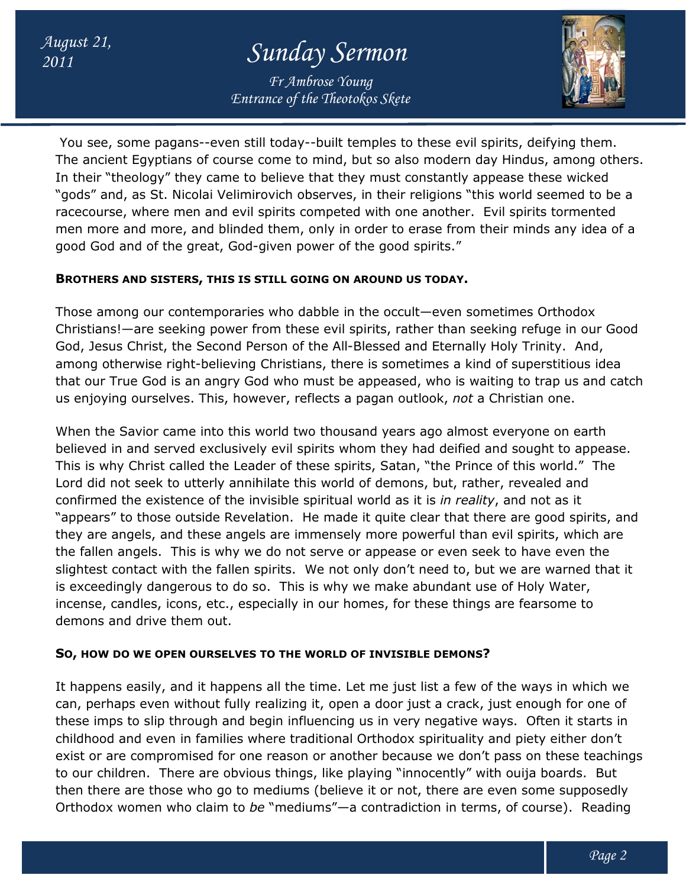You see, some pagans--even still today--built temples to these evil spirits, deifying them. The ancient Egyptians of course come to mind, but so also modern day Hindus, among others. In their "theology" they came to believe that they must constantly appease these wicked "gods" and, as St. Nicolai Velimirovich observes, in their religions "this world seemed to be a racecourse, where men and evil spirits competed with one another. Evil spirits tormented men more and more, and blinded them, only in order to erase from their minds any idea of a good God and of the great, God-given power of the good spirits."

**BROTHERS AND SISTERS, THIS IS STILL GOING ON AROUND US TODAY.**

Those among our contemporaries who dabble in the occult—even sometimes Orthodox Christians!—are seeking power from these evil spirits, rather than seeking refuge in our Good God, Jesus Christ, the Second Person of the All-Blessed and Eternally Holy Trinity. And, among otherwise right-believing Christians, there is sometimes a kind of superstitious idea that our True God is an angry God who must be appeased, who is waiting to trap us and catch us enjoying ourselves. This, however, reflects a pagan outlook, *not* a Christian one.

When the Savior came into this world two thousand years ago almost everyone on earth believed in and served exclusively evil spirits whom they had deified and sought to appease. This is why Christ called the Leader of these spirits, Satan, "the Prince of this world." The Lord did not seek to utterly annihilate this world of demons, but, rather, revealed and confirmed the existence of the invisible spiritual world as it is *in reality*, and not as it "appears" to those outside Revelation. He made it quite clear that there are good spirits, and they are angels, and these angels are immensely more powerful than evil spirits, which are the fallen angels. This is why we do not serve or appease or even seek to have even the slightest contact with the fallen spirits. We not only don't need to, but we are warned that it is exceedingly dangerous to do so. This is why we make abundant use of Holy Water, incense, candles, icons, etc., especially in our homes, for these things are fearsome to demons and drive them out.

**SO, HOW DO WE OPEN OURSELVES TO THE WORLD OF INVISIBLE DEMONS?**

It happens easily, and it happens all the time. Let me just list a few of the ways in which we can, perhaps even without fully realizing it, open a door just a crack, just enough for one of these imps to slip through and begin influencing us in very negative ways. Often it starts in childhood and even in families where traditional Orthodox spirituality and piety either don't exist or are compromised for one reason or another because we don't pass on these teachings to our children. There are obvious things, like playing "innocently" with ouija boards. But then there are those who go to mediums (believe it or not, there are even some supposedly Orthodox women who claim to *be* "mediums"—a contradiction in terms, of course). Reading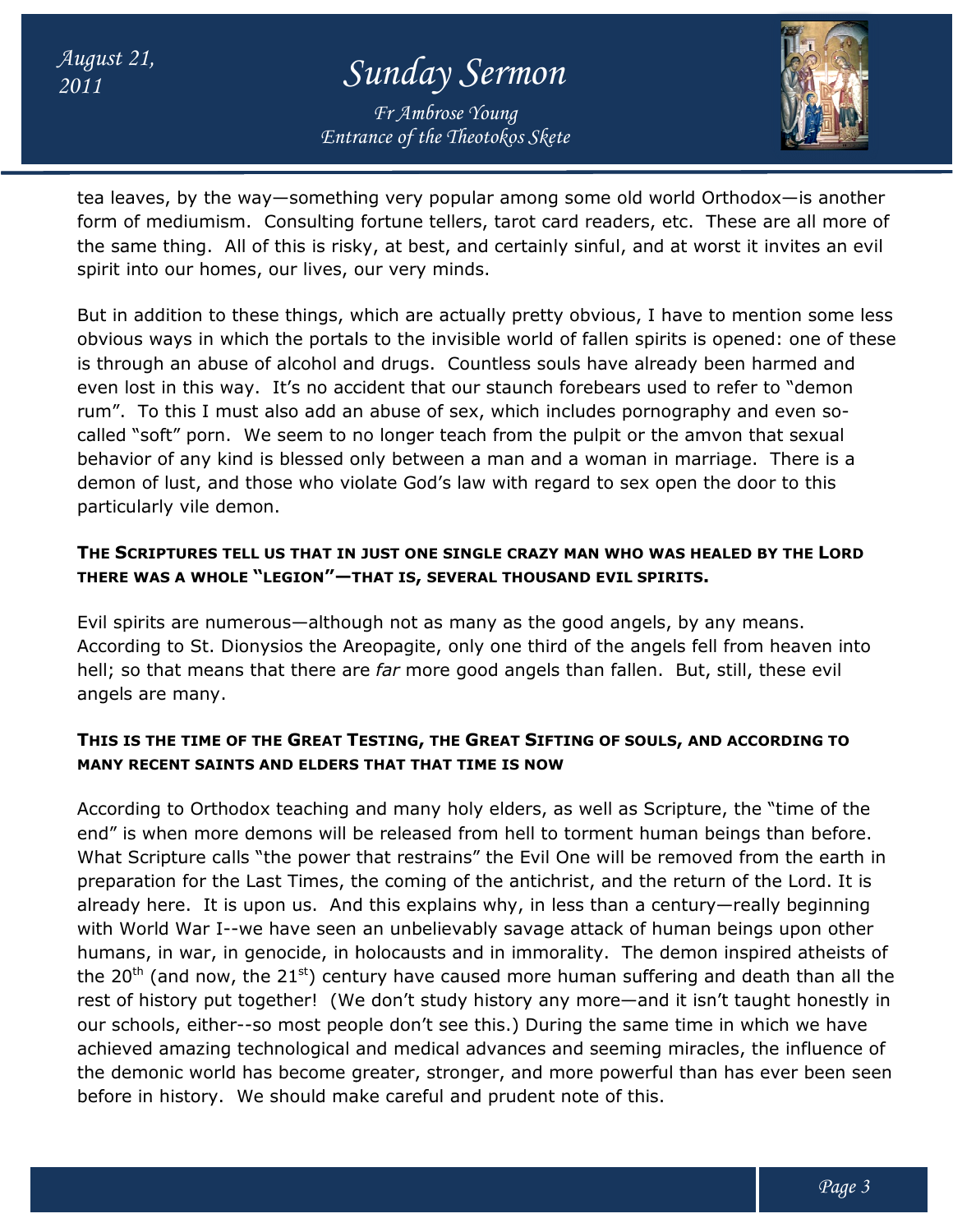tea leaves, by the way—something very popular among some old world Orthodox—is another form of mediumism. Consulting fortune tellers, tarot card readers, etc. These are all more of the same thing. All of this is risky, at best, and certainly sinful, and at worst it invites an evil spirit into our homes, our lives, our very minds.

But in addition to these things, which are actually pretty obvious, I have to mention some less obvious ways in which the portals to the invisible world of fallen spirits is opened: one of these is through an abuse of alcohol and drugs. Countless souls have already been harmed and even lost in this way. It's no accident that our staunch forebears used to refer to "demon rum". To this I must also add an abuse of sex, which includes pornography and even so-called "soft" porn. We seem to no longer teach from the pulpit or the amvon that sexual behavior of any kind is blessed only between a man and a woman in marriage. There is a demon of lust, and those who violate God's law with regard to sex open the door to this particularly vile demon.

**THE SCRIPTURES TELL US THAT IN JUST ONE SINGLE CRAZY MAN WHO WAS HEALED BY THE LORD THERE WAS A WHOLE "LEGION"—THAT IS, SEVERAL THOUSAND EVIL SPIRITS.**

Evil spirits are numerous—although not as many as the good angels, by any means. According to St. Dionysios the Areopagite, only one third of the angels fell from heaven into hell; so that means that there are *far* more good angels than fallen. But, still, these evil angels are many.

**THIS IS THE TIME OF THE GREAT TESTING, THE GREAT SIFTING OF SOULS, AND ACCORDING TO MANY RECENT SAINTS AND ELDERS THAT THAT TIME IS NOW**

According to Orthodox teaching and many holy elders, as well as Scripture, the "time of the end" is when more demons will be released from hell to torment human beings than before. What Scripture calls "the power that restrains" the Evil One will be removed from the earth in preparation for the Last Times, the coming of the antichrist, and the return of the Lord. It is already here. It is upon us. And this explains why, in less than a century—really beginning with World War I--we have seen an unbelievably savage attack of human beings upon other humans, in war, in genocide, in holocausts and in immorality. The demon inspired atheists of the 20th (and now, the 21st) century have caused more human suffering and death than all the rest of history put together! (We don't study history any more—and it isn't taught honestly in our schools, either--so most people don't see this.) During the same time in which we have achieved amazing technological and medical advances and seeming miracles, the influence of the demonic world has become greater, stronger, and more powerful than has ever been seen before in history. We should make careful and prudent note of this.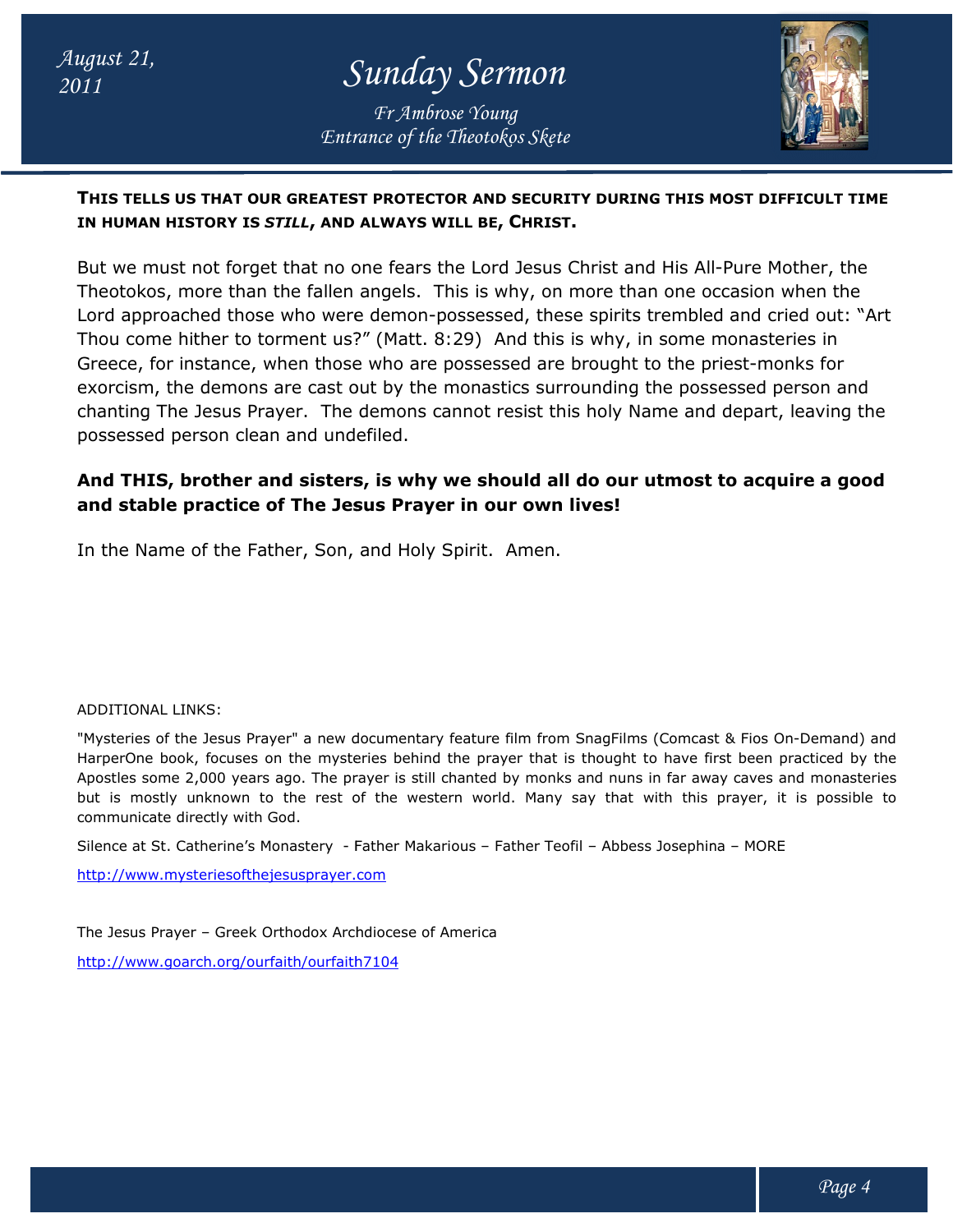**THIS TELLS US THAT OUR GREATEST PROTECTOR AND SECURITY DURING THIS MOST DIFFICULT TIME IN HUMAN HISTORY IS *STILL*, AND ALWAYS WILL BE, CHRIST.**

But we must not forget that no one fears the Lord Jesus Christ and His All-Pure Mother, the Theotokos, more than the fallen angels. This is why, on more than one occasion when the Lord approached those who were demon-possessed, these spirits trembled and cried out: "Art Thou come hither to torment us?" (Matt. 8:29) And this is why, in some monasteries in Greece, for instance, when those who are possessed are brought to the priest-monks for exorcism, the demons are cast out by the monastics surrounding the possessed person and chanting The Jesus Prayer. The demons cannot resist this holy Name and depart, leaving the possessed person clean and undefiled.

**And THIS, brother and sisters, is why we should all do our utmost to acquire a good and stable practice of The Jesus Prayer in our own lives!**

In the Name of the Father, Son, and Holy Spirit. Amen.

ADDITIONAL LINKS:

"Mysteries of the Jesus Prayer" a new documentary feature film from SnagFilms (Comcast & Fios On-Demand) and HarperOne book, focuses on the mysteries behind the prayer that is thought to have first been practiced by the Apostles some 2,000 years ago. The prayer is still chanted by monks and nuns in far away caves and monasteries but is mostly unknown to the rest of the western world. Many say that with this prayer, it is possible to communicate directly with God.

Silence at St. Catherine's Monastery - Father Makarious – Father Teofil – Abbess Josephina – MORE

http://www.mysteriesofthejesusprayer.com

The Jesus Prayer – Greek Orthodox Archdiocese of America

http://www.goarch.org/ourfaith/ourfaith7104